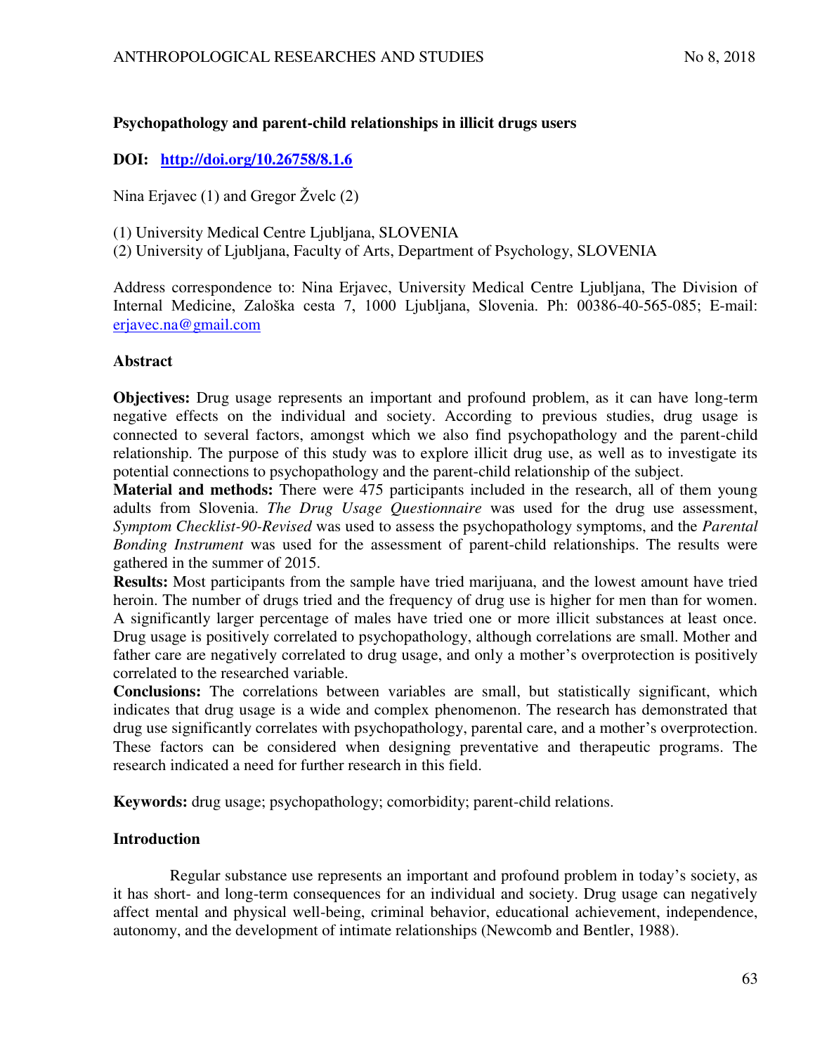# Psychopathology and parent-child relationships in illicit drugs users

**DOI:** [http://doi.org/10.26758/8.1.6](http://doi.org/10.26758/8.1.6)

Nina Erjavec (1) and Gregor Žvelc (2)

(1) University Medical Centre Ljubljana, SLOVENIA
(2) University of Ljubljana, Faculty of Arts, Department of Psychology, SLOVENIA

Address correspondence to: Nina Erjavec, University Medical Centre Ljubljana, The Division of Internal Medicine, Zaloška cesta 7, 1000 Ljubljana, Slovenia. Ph: 00386-40-565-085; E-mail: erjavec.na@gmail.com

## Abstract

**Objectives:** Drug usage represents an important and profound problem, as it can have long-term negative effects on the individual and society. According to previous studies, drug usage is connected to several factors, amongst which we also find psychopathology and the parent-child relationship. The purpose of this study was to explore illicit drug use, as well as to investigate its potential connections to psychopathology and the parent-child relationship of the subject.

**Material and methods:** There were 475 participants included in the research, all of them young adults from Slovenia. *The Drug Usage Questionnaire* was used for the drug use assessment, *Symptom Checklist-90-Revised* was used to assess the psychopathology symptoms, and the *Parental Bonding Instrument* was used for the assessment of parent-child relationships. The results were gathered in the summer of 2015.

**Results:** Most participants from the sample have tried marijuana, and the lowest amount have tried heroin. The number of drugs tried and the frequency of drug use is higher for men than for women. A significantly larger percentage of males have tried one or more illicit substances at least once. Drug usage is positively correlated to psychopathology, although correlations are small. Mother and father care are negatively correlated to drug usage, and only a mother's overprotection is positively correlated to the researched variable.

**Conclusions:** The correlations between variables are small, but statistically significant, which indicates that drug usage is a wide and complex phenomenon. The research has demonstrated that drug use significantly correlates with psychopathology, parental care, and a mother's overprotection. These factors can be considered when designing preventative and therapeutic programs. The research indicated a need for further research in this field.

**Keywords:** drug usage; psychopathology; comorbidity; parent-child relations.

## Introduction

Regular substance use represents an important and profound problem in today's society, as it has short- and long-term consequences for an individual and society. Drug usage can negatively affect mental and physical well-being, criminal behavior, educational achievement, independence, autonomy, and the development of intimate relationships (Newcomb and Bentler, 1988).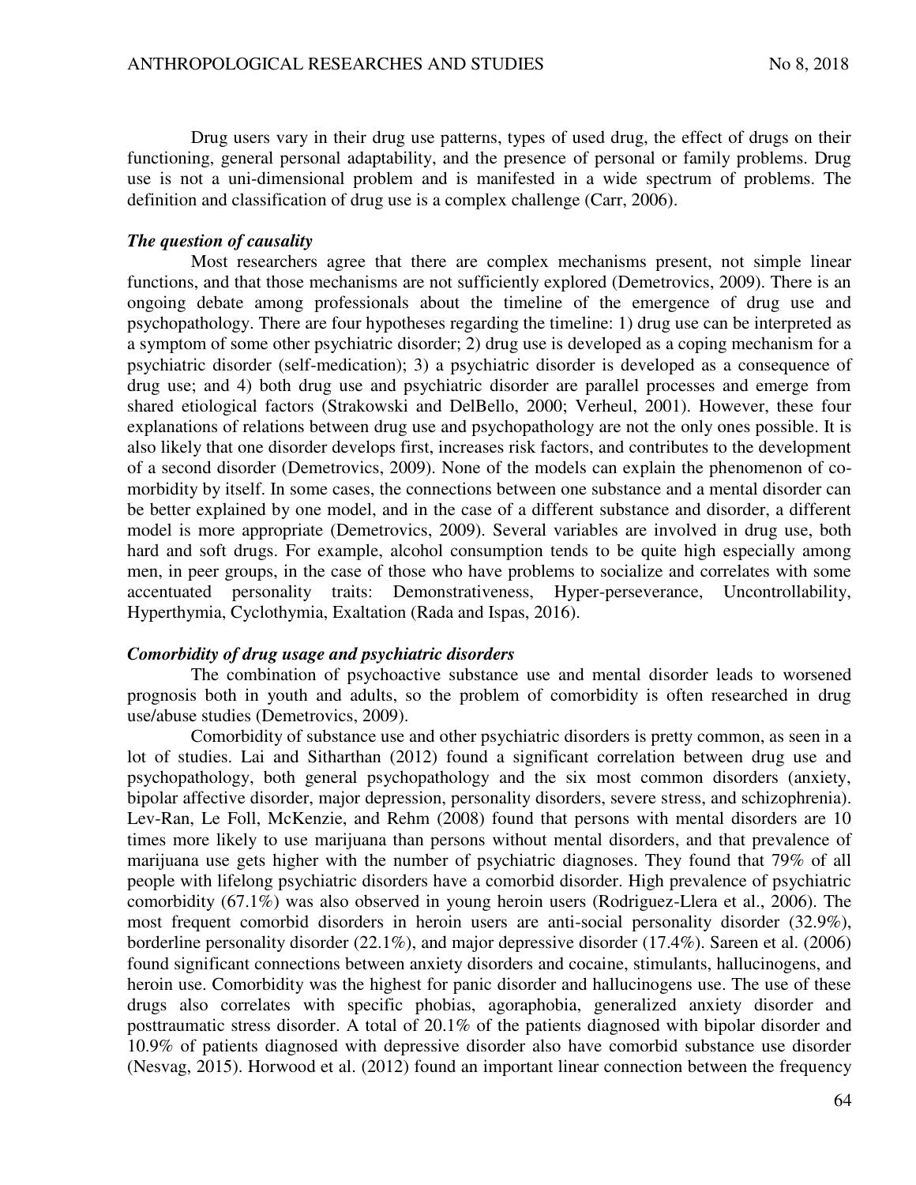Drug users vary in their drug use patterns, types of used drug, the effect of drugs on their functioning, general personal adaptability, and the presence of personal or family problems. Drug use is not a uni-dimensional problem and is manifested in a wide spectrum of problems. The definition and classification of drug use is a complex challenge (Carr, 2006).

***The question of causality***

Most researchers agree that there are complex mechanisms present, not simple linear functions, and that those mechanisms are not sufficiently explored (Demetrovics, 2009). There is an ongoing debate among professionals about the timeline of the emergence of drug use and psychopathology. There are four hypotheses regarding the timeline: 1) drug use can be interpreted as a symptom of some other psychiatric disorder; 2) drug use is developed as a coping mechanism for a psychiatric disorder (self-medication); 3) a psychiatric disorder is developed as a consequence of drug use; and 4) both drug use and psychiatric disorder are parallel processes and emerge from shared etiological factors (Strakowski and DelBello, 2000; Verheul, 2001). However, these four explanations of relations between drug use and psychopathology are not the only ones possible. It is also likely that one disorder develops first, increases risk factors, and contributes to the development of a second disorder (Demetrovics, 2009). None of the models can explain the phenomenon of co-morbidity by itself. In some cases, the connections between one substance and a mental disorder can be better explained by one model, and in the case of a different substance and disorder, a different model is more appropriate (Demetrovics, 2009). Several variables are involved in drug use, both hard and soft drugs. For example, alcohol consumption tends to be quite high especially among men, in peer groups, in the case of those who have problems to socialize and correlates with some accentuated personality traits: Demonstrativeness, Hyper-perseverance, Uncontrollability, Hyperthymia, Cyclothymia, Exaltation (Rada and Ispas, 2016).

***Comorbidity of drug usage and psychiatric disorders***

The combination of psychoactive substance use and mental disorder leads to worsened prognosis both in youth and adults, so the problem of comorbidity is often researched in drug use/abuse studies (Demetrovics, 2009).

Comorbidity of substance use and other psychiatric disorders is pretty common, as seen in a lot of studies. Lai and Sitharthan (2012) found a significant correlation between drug use and psychopathology, both general psychopathology and the six most common disorders (anxiety, bipolar affective disorder, major depression, personality disorders, severe stress, and schizophrenia). Lev-Ran, Le Foll, McKenzie, and Rehm (2008) found that persons with mental disorders are 10 times more likely to use marijuana than persons without mental disorders, and that prevalence of marijuana use gets higher with the number of psychiatric diagnoses. They found that 79% of all people with lifelong psychiatric disorders have a comorbid disorder. High prevalence of psychiatric comorbidity (67.1%) was also observed in young heroin users (Rodriguez-Llera et al., 2006). The most frequent comorbid disorders in heroin users are anti-social personality disorder (32.9%), borderline personality disorder (22.1%), and major depressive disorder (17.4%). Sareen et al. (2006) found significant connections between anxiety disorders and cocaine, stimulants, hallucinogens, and heroin use. Comorbidity was the highest for panic disorder and hallucinogens use. The use of these drugs also correlates with specific phobias, agoraphobia, generalized anxiety disorder and posttraumatic stress disorder. A total of 20.1% of the patients diagnosed with bipolar disorder and 10.9% of patients diagnosed with depressive disorder also have comorbid substance use disorder (Nesvag, 2015). Horwood et al. (2012) found an important linear connection between the frequency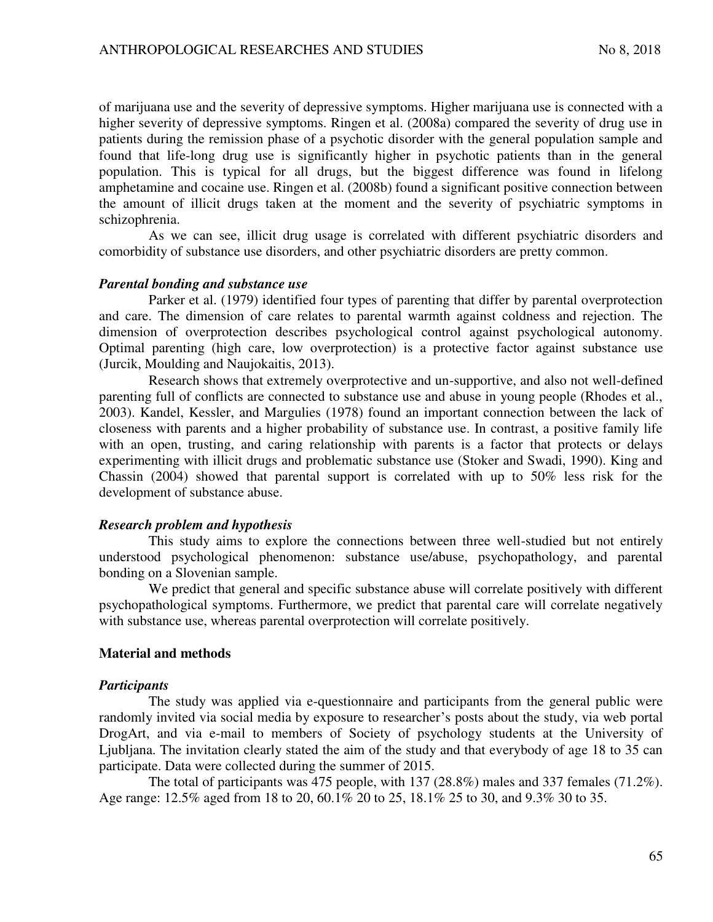of marijuana use and the severity of depressive symptoms. Higher marijuana use is connected with a higher severity of depressive symptoms. Ringen et al. (2008a) compared the severity of drug use in patients during the remission phase of a psychotic disorder with the general population sample and found that life-long drug use is significantly higher in psychotic patients than in the general population. This is typical for all drugs, but the biggest difference was found in lifelong amphetamine and cocaine use. Ringen et al. (2008b) found a significant positive connection between the amount of illicit drugs taken at the moment and the severity of psychiatric symptoms in schizophrenia.

As we can see, illicit drug usage is correlated with different psychiatric disorders and comorbidity of substance use disorders, and other psychiatric disorders are pretty common.

### *Parental bonding and substance use*

Parker et al. (1979) identified four types of parenting that differ by parental overprotection and care. The dimension of care relates to parental warmth against coldness and rejection. The dimension of overprotection describes psychological control against psychological autonomy. Optimal parenting (high care, low overprotection) is a protective factor against substance use (Jurcik, Moulding and Naujokaitis, 2013).

Research shows that extremely overprotective and un-supportive, and also not well-defined parenting full of conflicts are connected to substance use and abuse in young people (Rhodes et al., 2003). Kandel, Kessler, and Margulies (1978) found an important connection between the lack of closeness with parents and a higher probability of substance use. In contrast, a positive family life with an open, trusting, and caring relationship with parents is a factor that protects or delays experimenting with illicit drugs and problematic substance use (Stoker and Swadi, 1990). King and Chassin (2004) showed that parental support is correlated with up to 50% less risk for the development of substance abuse.

### *Research problem and hypothesis*

This study aims to explore the connections between three well-studied but not entirely understood psychological phenomenon: substance use/abuse, psychopathology, and parental bonding on a Slovenian sample.

We predict that general and specific substance abuse will correlate positively with different psychopathological symptoms. Furthermore, we predict that parental care will correlate negatively with substance use, whereas parental overprotection will correlate positively.

## Material and methods

### *Participants*

The study was applied via e-questionnaire and participants from the general public were randomly invited via social media by exposure to researcher's posts about the study, via web portal DrogArt, and via e-mail to members of Society of psychology students at the University of Ljubljana. The invitation clearly stated the aim of the study and that everybody of age 18 to 35 can participate. Data were collected during the summer of 2015.

The total of participants was 475 people, with 137 (28.8%) males and 337 females (71.2%). Age range: 12.5% aged from 18 to 20, 60.1% 20 to 25, 18.1% 25 to 30, and 9.3% 30 to 35.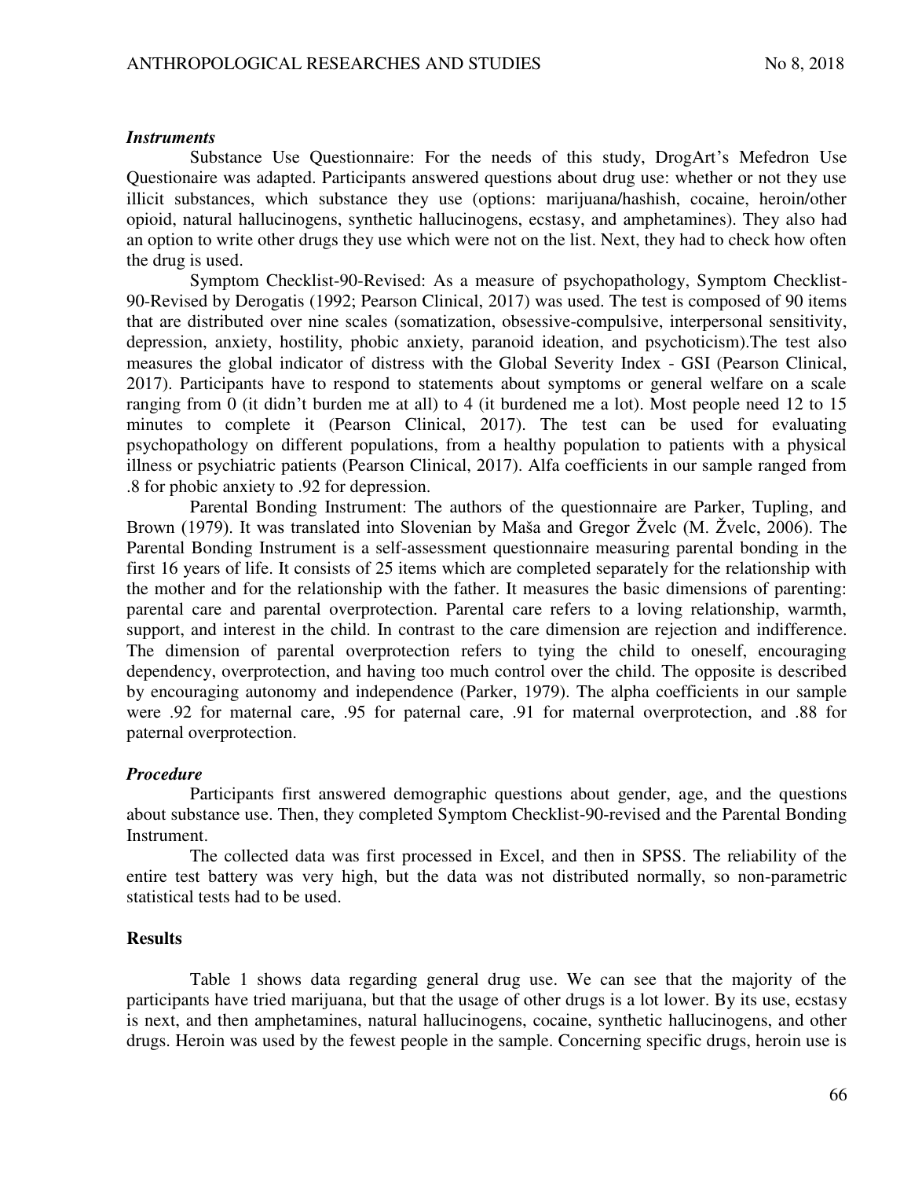### *Instruments*

Substance Use Questionnaire: For the needs of this study, DrogArt's Mefedron Use Questionaire was adapted. Participants answered questions about drug use: whether or not they use illicit substances, which substance they use (options: marijuana/hashish, cocaine, heroin/other opioid, natural hallucinogens, synthetic hallucinogens, ecstasy, and amphetamines). They also had an option to write other drugs they use which were not on the list. Next, they had to check how often the drug is used.

Symptom Checklist-90-Revised: As a measure of psychopathology, Symptom Checklist-90-Revised by Derogatis (1992; Pearson Clinical, 2017) was used. The test is composed of 90 items that are distributed over nine scales (somatization, obsessive-compulsive, interpersonal sensitivity, depression, anxiety, hostility, phobic anxiety, paranoid ideation, and psychoticism).The test also measures the global indicator of distress with the Global Severity Index - GSI (Pearson Clinical, 2017). Participants have to respond to statements about symptoms or general welfare on a scale ranging from 0 (it didn't burden me at all) to 4 (it burdened me a lot). Most people need 12 to 15 minutes to complete it (Pearson Clinical, 2017). The test can be used for evaluating psychopathology on different populations, from a healthy population to patients with a physical illness or psychiatric patients (Pearson Clinical, 2017). Alfa coefficients in our sample ranged from .8 for phobic anxiety to .92 for depression.

Parental Bonding Instrument: The authors of the questionnaire are Parker, Tupling, and Brown (1979). It was translated into Slovenian by Maša and Gregor Žvelc (M. Žvelc, 2006). The Parental Bonding Instrument is a self-assessment questionnaire measuring parental bonding in the first 16 years of life. It consists of 25 items which are completed separately for the relationship with the mother and for the relationship with the father. It measures the basic dimensions of parenting: parental care and parental overprotection. Parental care refers to a loving relationship, warmth, support, and interest in the child. In contrast to the care dimension are rejection and indifference. The dimension of parental overprotection refers to tying the child to oneself, encouraging dependency, overprotection, and having too much control over the child. The opposite is described by encouraging autonomy and independence (Parker, 1979). The alpha coefficients in our sample were .92 for maternal care, .95 for paternal care, .91 for maternal overprotection, and .88 for paternal overprotection.

### *Procedure*

Participants first answered demographic questions about gender, age, and the questions about substance use. Then, they completed Symptom Checklist-90-revised and the Parental Bonding Instrument.

The collected data was first processed in Excel, and then in SPSS. The reliability of the entire test battery was very high, but the data was not distributed normally, so non-parametric statistical tests had to be used.

## **Results**

Table 1 shows data regarding general drug use. We can see that the majority of the participants have tried marijuana, but that the usage of other drugs is a lot lower. By its use, ecstasy is next, and then amphetamines, natural hallucinogens, cocaine, synthetic hallucinogens, and other drugs. Heroin was used by the fewest people in the sample. Concerning specific drugs, heroin use is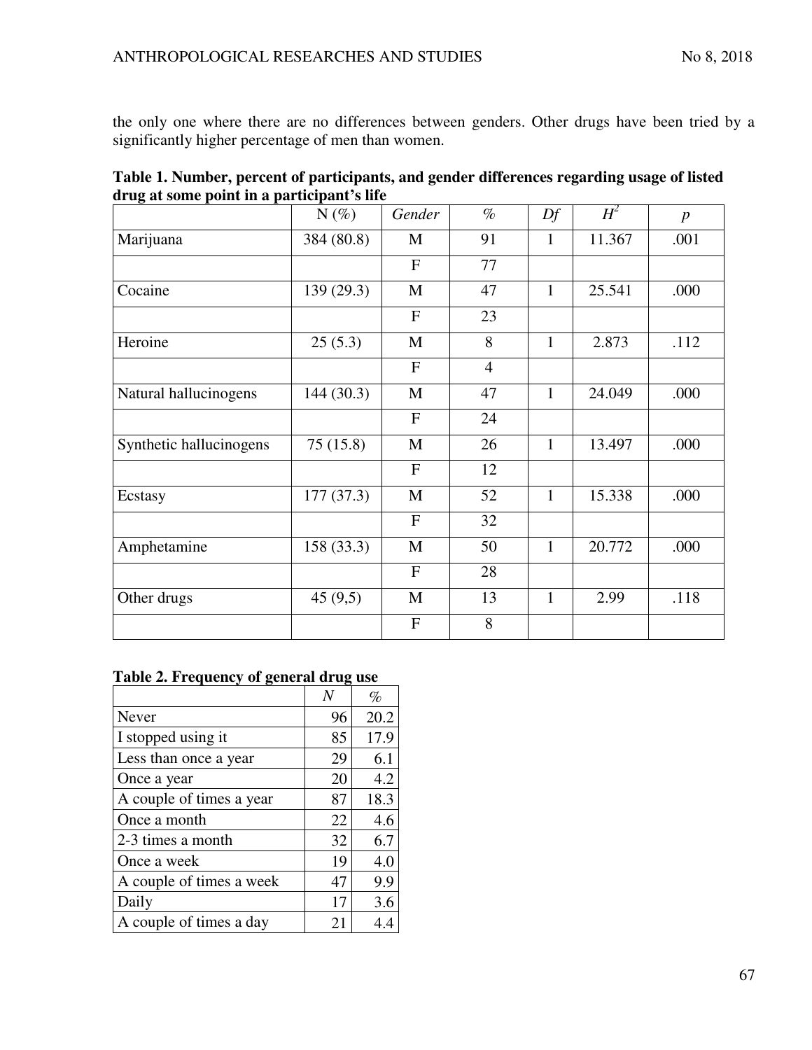the only one where there are no differences between genders. Other drugs have been tried by a significantly higher percentage of men than women.

**Table 1. Number, percent of participants, and gender differences regarding usage of listed drug at some point in a participant's life**

| | N (%) | *Gender* | *%* | *Df* | $H^2$ | *p* |
|---|---|---|---|---|---|---|
| Marijuana | 384 (80.8) | M | 91 | 1 | 11.367 | .001 |
| | | F | 77 | | | |
| Cocaine | 139 (29.3) | M | 47 | 1 | 25.541 | .000 |
| | | F | 23 | | | |
| Heroine | 25 (5.3) | M | 8 | 1 | 2.873 | .112 |
| | | F | 4 | | | |
| Natural hallucinogens | 144 (30.3) | M | 47 | 1 | 24.049 | .000 |
| | | F | 24 | | | |
| Synthetic hallucinogens | 75 (15.8) | M | 26 | 1 | 13.497 | .000 |
| | | F | 12 | | | |
| Ecstasy | 177 (37.3) | M | 52 | 1 | 15.338 | .000 |
| | | F | 32 | | | |
| Amphetamine | 158 (33.3) | M | 50 | 1 | 20.772 | .000 |
| | | F | 28 | | | |
| Other drugs | 45 (9,5) | M | 13 | 1 | 2.99 | .118 |
| | | F | 8 | | | |

**Table 2. Frequency of general drug use**

| | *N* | *%* |
|---|---|---|
| Never | 96 | 20.2 |
| I stopped using it | 85 | 17.9 |
| Less than once a year | 29 | 6.1 |
| Once a year | 20 | 4.2 |
| A couple of times a year | 87 | 18.3 |
| Once a month | 22 | 4.6 |
| 2-3 times a month | 32 | 6.7 |
| Once a week | 19 | 4.0 |
| A couple of times a week | 47 | 9.9 |
| Daily | 17 | 3.6 |
| A couple of times a day | 21 | 4.4 |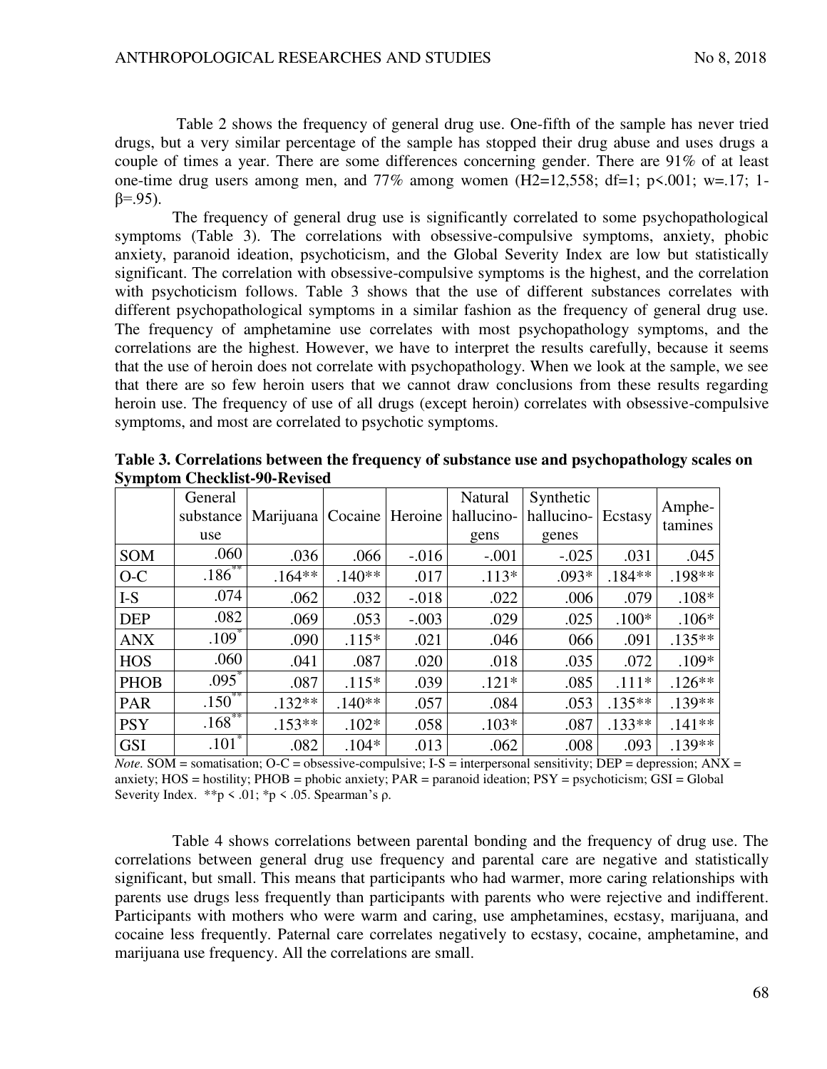Table 2 shows the frequency of general drug use. One-fifth of the sample has never tried drugs, but a very similar percentage of the sample has stopped their drug abuse and uses drugs a couple of times a year. There are some differences concerning gender. There are 91% of at least one-time drug users among men, and 77% among women (H2=12,558; df=1; p<.001; w=.17; 1-β=.95).

The frequency of general drug use is significantly correlated to some psychopathological symptoms (Table 3). The correlations with obsessive-compulsive symptoms, anxiety, phobic anxiety, paranoid ideation, psychoticism, and the Global Severity Index are low but statistically significant. The correlation with obsessive-compulsive symptoms is the highest, and the correlation with psychoticism follows. Table 3 shows that the use of different substances correlates with different psychopathological symptoms in a similar fashion as the frequency of general drug use. The frequency of amphetamine use correlates with most psychopathology symptoms, and the correlations are the highest. However, we have to interpret the results carefully, because it seems that the use of heroin does not correlate with psychopathology. When we look at the sample, we see that there are so few heroin users that we cannot draw conclusions from these results regarding heroin use. The frequency of use of all drugs (except heroin) correlates with obsessive-compulsive symptoms, and most are correlated to psychotic symptoms.

**Table 3. Correlations between the frequency of substance use and psychopathology scales on Symptom Checklist-90-Revised**

| | General substance use | Marijuana | Cocaine | Heroine | Natural hallucino-gens | Synthetic hallucino-genes | Ecstasy | Amphe-tamines |
|---|---|---|---|---|---|---|---|---|
| SOM | .060 | .036 | .066 | -.016 | -.001 | -.025 | .031 | .045 |
| O-C | .186** | .164** | .140** | .017 | .113* | .093* | .184** | .198** |
| I-S | .074 | .062 | .032 | -.018 | .022 | .006 | .079 | .108* |
| DEP | .082 | .069 | .053 | -.003 | .029 | .025 | .100* | .106* |
| ANX | .109* | .090 | .115* | .021 | .046 | 066 | .091 | .135** |
| HOS | .060 | .041 | .087 | .020 | .018 | .035 | .072 | .109* |
| PHOB | .095* | .087 | .115* | .039 | .121* | .085 | .111* | .126** |
| PAR | .150** | .132** | .140** | .057 | .084 | .053 | .135** | .139** |
| PSY | .168** | .153** | .102* | .058 | .103* | .087 | .133** | .141** |
| GSI | .101* | .082 | .104* | .013 | .062 | .008 | .093 | .139** |

*Note.* SOM = somatisation; O-C = obsessive-compulsive; I-S = interpersonal sensitivity; DEP = depression; ANX = anxiety; HOS = hostility; PHOB = phobic anxiety; PAR = paranoid ideation; PSY = psychoticism; GSI = Global Severity Index. **p < .01; *p < .05. Spearman's ρ.

Table 4 shows correlations between parental bonding and the frequency of drug use. The correlations between general drug use frequency and parental care are negative and statistically significant, but small. This means that participants who had warmer, more caring relationships with parents use drugs less frequently than participants with parents who were rejective and indifferent. Participants with mothers who were warm and caring, use amphetamines, ecstasy, marijuana, and cocaine less frequently. Paternal care correlates negatively to ecstasy, cocaine, amphetamine, and marijuana use frequency. All the correlations are small.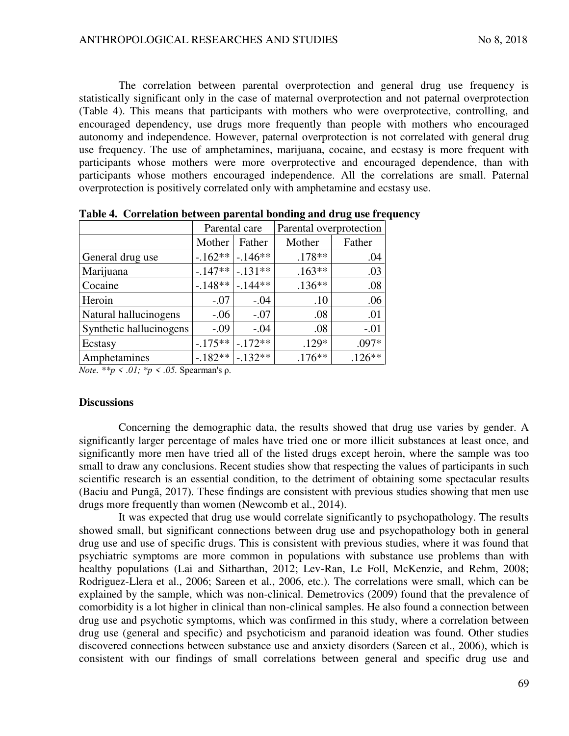The correlation between parental overprotection and general drug use frequency is statistically significant only in the case of maternal overprotection and not paternal overprotection (Table 4). This means that participants with mothers who were overprotective, controlling, and encouraged dependency, use drugs more frequently than people with mothers who encouraged autonomy and independence. However, paternal overprotection is not correlated with general drug use frequency. The use of amphetamines, marijuana, cocaine, and ecstasy is more frequent with participants whose mothers were more overprotective and encouraged dependence, than with participants whose mothers encouraged independence. All the correlations are small. Paternal overprotection is positively correlated only with amphetamine and ecstasy use.

**Table 4. Correlation between parental bonding and drug use frequency**

| | Parental care | | Parental overprotection | |
|---|---|---|---|---|
| | Mother | Father | Mother | Father |
| General drug use | -.162** | -.146** | .178** | .04 |
| Marijuana | -.147** | -.131** | .163** | .03 |
| Cocaine | -.148** | -.144** | .136** | .08 |
| Heroin | -.07 | -.04 | .10 | .06 |
| Natural hallucinogens | -.06 | -.07 | .08 | .01 |
| Synthetic hallucinogens | -.09 | -.04 | .08 | -.01 |
| Ecstasy | -.175** | -.172** | .129* | .097* |
| Amphetamines | -.182** | -.132** | .176** | .126** |

*Note. **p < .01; *p < .05.* Spearman's ρ.

### Discussions

Concerning the demographic data, the results showed that drug use varies by gender. A significantly larger percentage of males have tried one or more illicit substances at least once, and significantly more men have tried all of the listed drugs except heroin, where the sample was too small to draw any conclusions. Recent studies show that respecting the values of participants in such scientific research is an essential condition, to the detriment of obtaining some spectacular results (Baciu and Pungă, 2017). These findings are consistent with previous studies showing that men use drugs more frequently than women (Newcomb et al., 2014).

It was expected that drug use would correlate significantly to psychopathology. The results showed small, but significant connections between drug use and psychopathology both in general drug use and use of specific drugs. This is consistent with previous studies, where it was found that psychiatric symptoms are more common in populations with substance use problems than with healthy populations (Lai and Sitharthan, 2012; Lev-Ran, Le Foll, McKenzie, and Rehm, 2008; Rodriguez-Llera et al., 2006; Sareen et al., 2006, etc.). The correlations were small, which can be explained by the sample, which was non-clinical. Demetrovics (2009) found that the prevalence of comorbidity is a lot higher in clinical than non-clinical samples. He also found a connection between drug use and psychotic symptoms, which was confirmed in this study, where a correlation between drug use (general and specific) and psychoticism and paranoid ideation was found. Other studies discovered connections between substance use and anxiety disorders (Sareen et al., 2006), which is consistent with our findings of small correlations between general and specific drug use and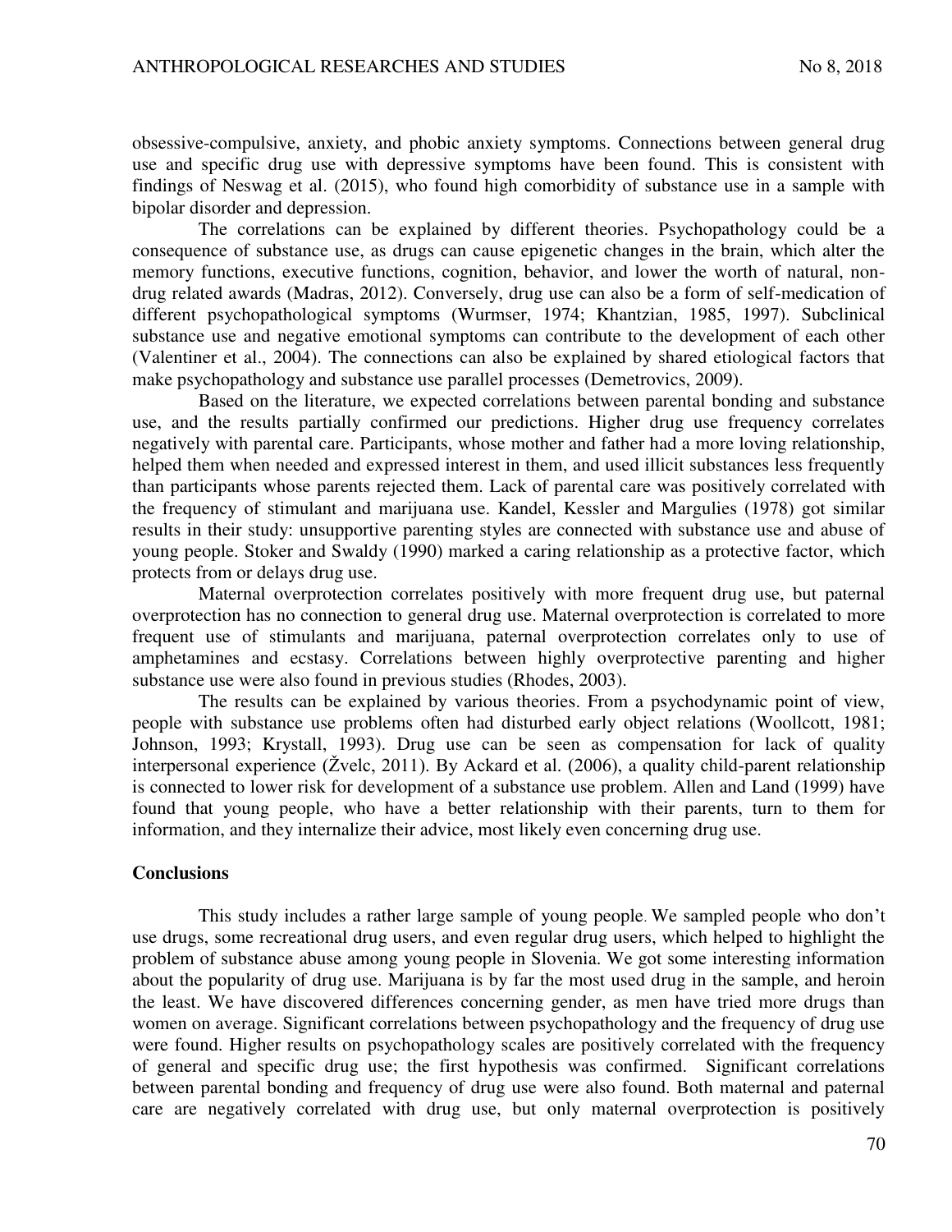obsessive-compulsive, anxiety, and phobic anxiety symptoms. Connections between general drug use and specific drug use with depressive symptoms have been found. This is consistent with findings of Neswag et al. (2015), who found high comorbidity of substance use in a sample with bipolar disorder and depression.

The correlations can be explained by different theories. Psychopathology could be a consequence of substance use, as drugs can cause epigenetic changes in the brain, which alter the memory functions, executive functions, cognition, behavior, and lower the worth of natural, non-drug related awards (Madras, 2012). Conversely, drug use can also be a form of self-medication of different psychopathological symptoms (Wurmser, 1974; Khantzian, 1985, 1997). Subclinical substance use and negative emotional symptoms can contribute to the development of each other (Valentiner et al., 2004). The connections can also be explained by shared etiological factors that make psychopathology and substance use parallel processes (Demetrovics, 2009).

Based on the literature, we expected correlations between parental bonding and substance use, and the results partially confirmed our predictions. Higher drug use frequency correlates negatively with parental care. Participants, whose mother and father had a more loving relationship, helped them when needed and expressed interest in them, and used illicit substances less frequently than participants whose parents rejected them. Lack of parental care was positively correlated with the frequency of stimulant and marijuana use. Kandel, Kessler and Margulies (1978) got similar results in their study: unsupportive parenting styles are connected with substance use and abuse of young people. Stoker and Swaldy (1990) marked a caring relationship as a protective factor, which protects from or delays drug use.

Maternal overprotection correlates positively with more frequent drug use, but paternal overprotection has no connection to general drug use. Maternal overprotection is correlated to more frequent use of stimulants and marijuana, paternal overprotection correlates only to use of amphetamines and ecstasy. Correlations between highly overprotective parenting and higher substance use were also found in previous studies (Rhodes, 2003).

The results can be explained by various theories. From a psychodynamic point of view, people with substance use problems often had disturbed early object relations (Woollcott, 1981; Johnson, 1993; Krystall, 1993). Drug use can be seen as compensation for lack of quality interpersonal experience (Žvelc, 2011). By Ackard et al. (2006), a quality child-parent relationship is connected to lower risk for development of a substance use problem. Allen and Land (1999) have found that young people, who have a better relationship with their parents, turn to them for information, and they internalize their advice, most likely even concerning drug use.

## Conclusions

This study includes a rather large sample of young people. We sampled people who don't use drugs, some recreational drug users, and even regular drug users, which helped to highlight the problem of substance abuse among young people in Slovenia. We got some interesting information about the popularity of drug use. Marijuana is by far the most used drug in the sample, and heroin the least. We have discovered differences concerning gender, as men have tried more drugs than women on average. Significant correlations between psychopathology and the frequency of drug use were found. Higher results on psychopathology scales are positively correlated with the frequency of general and specific drug use; the first hypothesis was confirmed. Significant correlations between parental bonding and frequency of drug use were also found. Both maternal and paternal care are negatively correlated with drug use, but only maternal overprotection is positively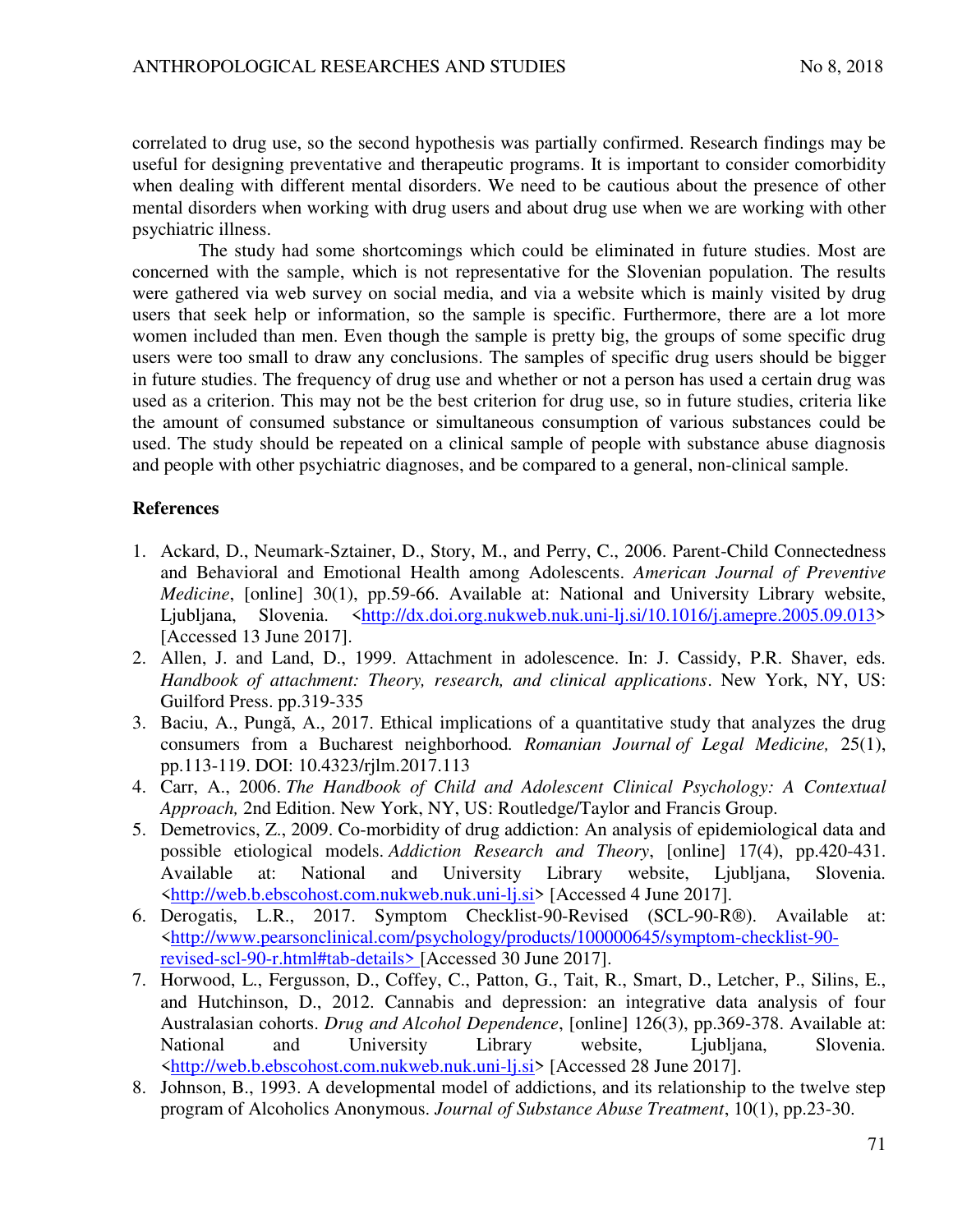correlated to drug use, so the second hypothesis was partially confirmed. Research findings may be useful for designing preventative and therapeutic programs. It is important to consider comorbidity when dealing with different mental disorders. We need to be cautious about the presence of other mental disorders when working with drug users and about drug use when we are working with other psychiatric illness.

The study had some shortcomings which could be eliminated in future studies. Most are concerned with the sample, which is not representative for the Slovenian population. The results were gathered via web survey on social media, and via a website which is mainly visited by drug users that seek help or information, so the sample is specific. Furthermore, there are a lot more women included than men. Even though the sample is pretty big, the groups of some specific drug users were too small to draw any conclusions. The samples of specific drug users should be bigger in future studies. The frequency of drug use and whether or not a person has used a certain drug was used as a criterion. This may not be the best criterion for drug use, so in future studies, criteria like the amount of consumed substance or simultaneous consumption of various substances could be used. The study should be repeated on a clinical sample of people with substance abuse diagnosis and people with other psychiatric diagnoses, and be compared to a general, non-clinical sample.

**References**

1. Ackard, D., Neumark-Sztainer, D., Story, M., and Perry, C., 2006. Parent-Child Connectedness and Behavioral and Emotional Health among Adolescents. *American Journal of Preventive Medicine*, [online] 30(1), pp.59-66. Available at: National and University Library website, Ljubljana, Slovenia. <http://dx.doi.org.nukweb.nuk.uni-lj.si/10.1016/j.amepre.2005.09.013> [Accessed 13 June 2017].
2. Allen, J. and Land, D., 1999. Attachment in adolescence. In: J. Cassidy, P.R. Shaver, eds. *Handbook of attachment: Theory, research, and clinical applications*. New York, NY, US: Guilford Press. pp.319-335
3. Baciu, A., Pungă, A., 2017. Ethical implications of a quantitative study that analyzes the drug consumers from a Bucharest neighborhood*. Romanian Journal of Legal Medicine,* 25(1), pp.113-119. DOI: 10.4323/rjlm.2017.113
4. Carr, A., 2006. *The Handbook of Child and Adolescent Clinical Psychology: A Contextual Approach,* 2nd Edition. New York, NY, US: Routledge/Taylor and Francis Group.
5. Demetrovics, Z., 2009. Co-morbidity of drug addiction: An analysis of epidemiological data and possible etiological models. *Addiction Research and Theory*, [online] 17(4), pp.420-431. Available at: National and University Library website, Ljubljana, Slovenia. <http://web.b.ebscohost.com.nukweb.nuk.uni-lj.si> [Accessed 4 June 2017].
6. Derogatis, L.R., 2017. Symptom Checklist-90-Revised (SCL-90-R®). Available at: <http://www.pearsonclinical.com/psychology/products/100000645/symptom-checklist-90-revised-scl-90-r.html#tab-details> [Accessed 30 June 2017].
7. Horwood, L., Fergusson, D., Coffey, C., Patton, G., Tait, R., Smart, D., Letcher, P., Silins, E., and Hutchinson, D., 2012. Cannabis and depression: an integrative data analysis of four Australasian cohorts. *Drug and Alcohol Dependence*, [online] 126(3), pp.369-378. Available at: National and University Library website, Ljubljana, Slovenia. <http://web.b.ebscohost.com.nukweb.nuk.uni-lj.si> [Accessed 28 June 2017].
8. Johnson, B., 1993. A developmental model of addictions, and its relationship to the twelve step program of Alcoholics Anonymous. *Journal of Substance Abuse Treatment*, 10(1), pp.23-30.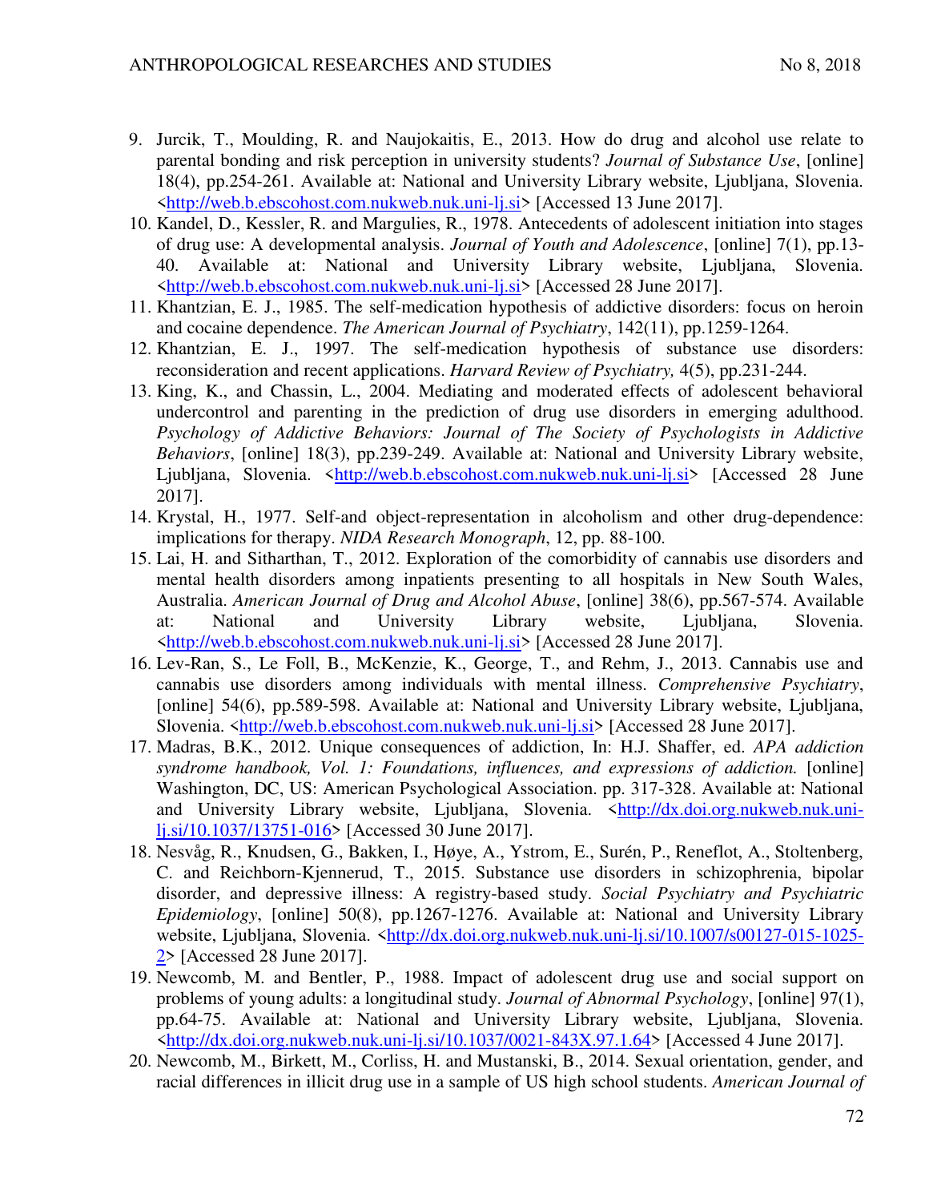9. Jurcik, T., Moulding, R. and Naujokaitis, E., 2013. How do drug and alcohol use relate to parental bonding and risk perception in university students? *Journal of Substance Use*, [online] 18(4), pp.254-261. Available at: National and University Library website, Ljubljana, Slovenia. <http://web.b.ebscohost.com.nukweb.nuk.uni-lj.si> [Accessed 13 June 2017].
10. Kandel, D., Kessler, R. and Margulies, R., 1978. Antecedents of adolescent initiation into stages of drug use: A developmental analysis. *Journal of Youth and Adolescence*, [online] 7(1), pp.13-40. Available at: National and University Library website, Ljubljana, Slovenia. <http://web.b.ebscohost.com.nukweb.nuk.uni-lj.si> [Accessed 28 June 2017].
11. Khantzian, E. J., 1985. The self-medication hypothesis of addictive disorders: focus on heroin and cocaine dependence. *The American Journal of Psychiatry*, 142(11), pp.1259-1264.
12. Khantzian, E. J., 1997. The self-medication hypothesis of substance use disorders: reconsideration and recent applications. *Harvard Review of Psychiatry,* 4(5), pp.231-244.
13. King, K., and Chassin, L., 2004. Mediating and moderated effects of adolescent behavioral undercontrol and parenting in the prediction of drug use disorders in emerging adulthood. *Psychology of Addictive Behaviors: Journal of The Society of Psychologists in Addictive Behaviors*, [online] 18(3), pp.239-249. Available at: National and University Library website, Ljubljana, Slovenia. <http://web.b.ebscohost.com.nukweb.nuk.uni-lj.si> [Accessed 28 June 2017].
14. Krystal, H., 1977. Self-and object-representation in alcoholism and other drug-dependence: implications for therapy. *NIDA Research Monograph*, 12, pp. 88-100.
15. Lai, H. and Sitharthan, T., 2012. Exploration of the comorbidity of cannabis use disorders and mental health disorders among inpatients presenting to all hospitals in New South Wales, Australia. *American Journal of Drug and Alcohol Abuse*, [online] 38(6), pp.567-574. Available at: National and University Library website, Ljubljana, Slovenia. <http://web.b.ebscohost.com.nukweb.nuk.uni-lj.si> [Accessed 28 June 2017].
16. Lev-Ran, S., Le Foll, B., McKenzie, K., George, T., and Rehm, J., 2013. Cannabis use and cannabis use disorders among individuals with mental illness. *Comprehensive Psychiatry*, [online] 54(6), pp.589-598. Available at: National and University Library website, Ljubljana, Slovenia. <http://web.b.ebscohost.com.nukweb.nuk.uni-lj.si> [Accessed 28 June 2017].
17. Madras, B.K., 2012. Unique consequences of addiction, In: H.J. Shaffer, ed. *APA addiction syndrome handbook, Vol. 1: Foundations, influences, and expressions of addiction.* [online] Washington, DC, US: American Psychological Association. pp. 317-328. Available at: National and University Library website, Ljubljana, Slovenia. <http://dx.doi.org.nukweb.nuk.uni-lj.si/10.1037/13751-016> [Accessed 30 June 2017].
18. Nesvåg, R., Knudsen, G., Bakken, I., Høye, A., Ystrom, E., Surén, P., Reneflot, A., Stoltenberg, C. and Reichborn-Kjennerud, T., 2015. Substance use disorders in schizophrenia, bipolar disorder, and depressive illness: A registry-based study. *Social Psychiatry and Psychiatric Epidemiology*, [online] 50(8), pp.1267-1276. Available at: National and University Library website, Ljubljana, Slovenia. <http://dx.doi.org.nukweb.nuk.uni-lj.si/10.1007/s00127-015-1025-2> [Accessed 28 June 2017].
19. Newcomb, M. and Bentler, P., 1988. Impact of adolescent drug use and social support on problems of young adults: a longitudinal study. *Journal of Abnormal Psychology*, [online] 97(1), pp.64-75. Available at: National and University Library website, Ljubljana, Slovenia. <http://dx.doi.org.nukweb.nuk.uni-lj.si/10.1037/0021-843X.97.1.64> [Accessed 4 June 2017].
20. Newcomb, M., Birkett, M., Corliss, H. and Mustanski, B., 2014. Sexual orientation, gender, and racial differences in illicit drug use in a sample of US high school students. *American Journal of*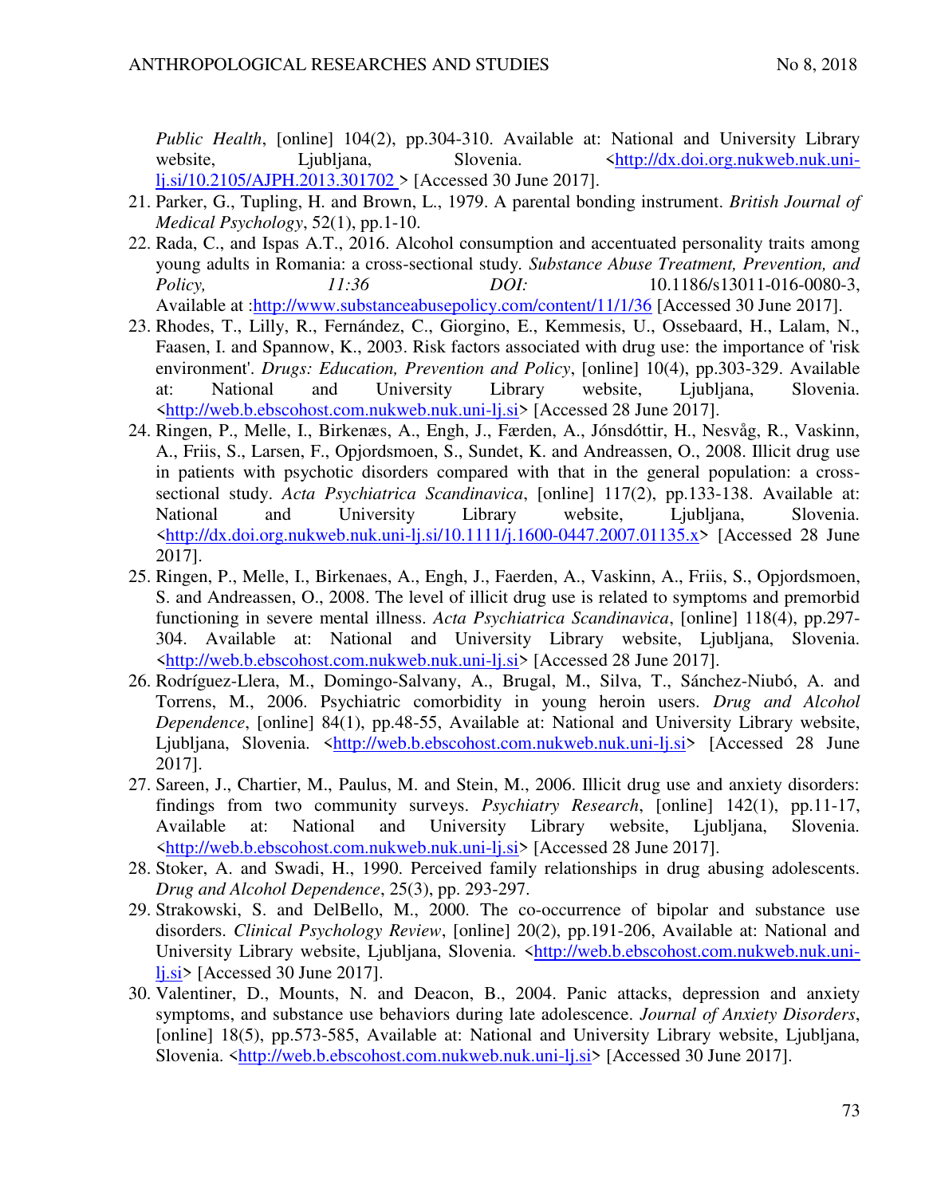*Public Health*, [online] 104(2), pp.304-310. Available at: National and University Library website, Ljubljana, Slovenia. <http://dx.doi.org.nukweb.nuk.uni-lj.si/10.2105/AJPH.2013.301702 > [Accessed 30 June 2017].

21. Parker, G., Tupling, H. and Brown, L., 1979. A parental bonding instrument. *British Journal of Medical Psychology*, 52(1), pp.1-10.
22. Rada, C., and Ispas A.T., 2016. Alcohol consumption and accentuated personality traits among young adults in Romania: a cross-sectional study. *Substance Abuse Treatment, Prevention, and Policy, 11:36 DOI:* 10.1186/s13011-016-0080-3, Available at :http://www.substanceabusepolicy.com/content/11/1/36 [Accessed 30 June 2017].
23. Rhodes, T., Lilly, R., Fernández, C., Giorgino, E., Kemmesis, U., Ossebaard, H., Lalam, N., Faasen, I. and Spannow, K., 2003. Risk factors associated with drug use: the importance of 'risk environment'. *Drugs: Education, Prevention and Policy*, [online] 10(4), pp.303-329. Available at: National and University Library website, Ljubljana, Slovenia. <http://web.b.ebscohost.com.nukweb.nuk.uni-lj.si> [Accessed 28 June 2017].
24. Ringen, P., Melle, I., Birkenæs, A., Engh, J., Færden, A., Jónsdóttir, H., Nesvåg, R., Vaskinn, A., Friis, S., Larsen, F., Opjordsmoen, S., Sundet, K. and Andreassen, O., 2008. Illicit drug use in patients with psychotic disorders compared with that in the general population: a cross-sectional study. *Acta Psychiatrica Scandinavica*, [online] 117(2), pp.133-138. Available at: National and University Library website, Ljubljana, Slovenia. <http://dx.doi.org.nukweb.nuk.uni-lj.si/10.1111/j.1600-0447.2007.01135.x> [Accessed 28 June 2017].
25. Ringen, P., Melle, I., Birkenaes, A., Engh, J., Faerden, A., Vaskinn, A., Friis, S., Opjordsmoen, S. and Andreassen, O., 2008. The level of illicit drug use is related to symptoms and premorbid functioning in severe mental illness. *Acta Psychiatrica Scandinavica*, [online] 118(4), pp.297-304. Available at: National and University Library website, Ljubljana, Slovenia. <http://web.b.ebscohost.com.nukweb.nuk.uni-lj.si> [Accessed 28 June 2017].
26. Rodríguez-Llera, M., Domingo-Salvany, A., Brugal, M., Silva, T., Sánchez-Niubó, A. and Torrens, M., 2006. Psychiatric comorbidity in young heroin users. *Drug and Alcohol Dependence*, [online] 84(1), pp.48-55, Available at: National and University Library website, Ljubljana, Slovenia. <http://web.b.ebscohost.com.nukweb.nuk.uni-lj.si> [Accessed 28 June 2017].
27. Sareen, J., Chartier, M., Paulus, M. and Stein, M., 2006. Illicit drug use and anxiety disorders: findings from two community surveys. *Psychiatry Research*, [online] 142(1), pp.11-17, Available at: National and University Library website, Ljubljana, Slovenia. <http://web.b.ebscohost.com.nukweb.nuk.uni-lj.si> [Accessed 28 June 2017].
28. Stoker, A. and Swadi, H., 1990. Perceived family relationships in drug abusing adolescents. *Drug and Alcohol Dependence*, 25(3), pp. 293-297.
29. Strakowski, S. and DelBello, M., 2000. The co-occurrence of bipolar and substance use disorders. *Clinical Psychology Review*, [online] 20(2), pp.191-206, Available at: National and University Library website, Ljubljana, Slovenia. <http://web.b.ebscohost.com.nukweb.nuk.uni-lj.si> [Accessed 30 June 2017].
30. Valentiner, D., Mounts, N. and Deacon, B., 2004. Panic attacks, depression and anxiety symptoms, and substance use behaviors during late adolescence. *Journal of Anxiety Disorders*, [online] 18(5), pp.573-585, Available at: National and University Library website, Ljubljana, Slovenia. <http://web.b.ebscohost.com.nukweb.nuk.uni-lj.si> [Accessed 30 June 2017].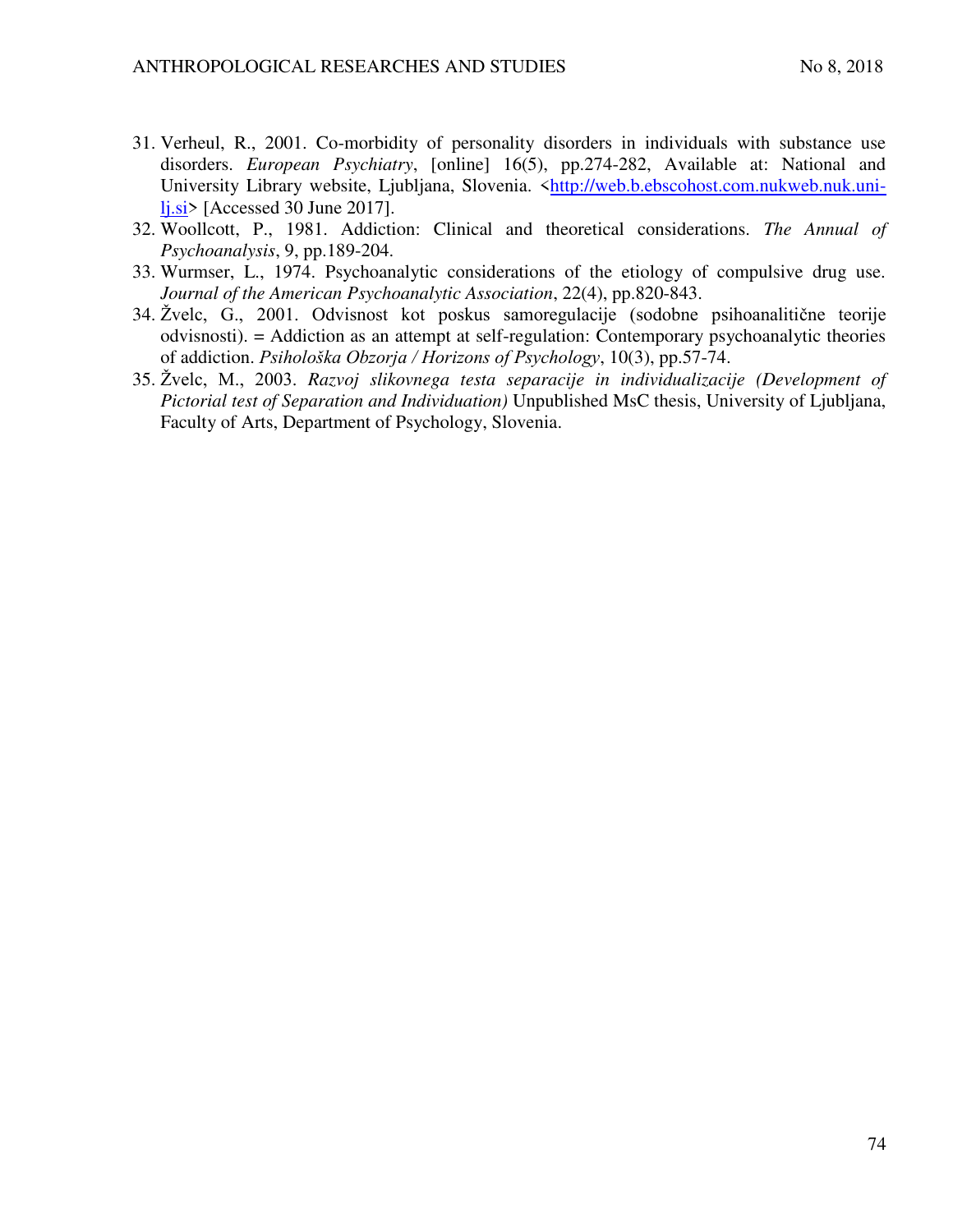31. Verheul, R., 2001. Co-morbidity of personality disorders in individuals with substance use disorders. *European Psychiatry*, [online] 16(5), pp.274-282, Available at: National and University Library website, Ljubljana, Slovenia. <http://web.b.ebscohost.com.nukweb.nuk.uni-lj.si> [Accessed 30 June 2017].
32. Woollcott, P., 1981. Addiction: Clinical and theoretical considerations. *The Annual of Psychoanalysis*, 9, pp.189-204.
33. Wurmser, L., 1974. Psychoanalytic considerations of the etiology of compulsive drug use. *Journal of the American Psychoanalytic Association*, 22(4), pp.820-843.
34. Žvelc, G., 2001. Odvisnost kot poskus samoregulacije (sodobne psihoanalitične teorije odvisnosti). = Addiction as an attempt at self-regulation: Contemporary psychoanalytic theories of addiction. *Psihološka Obzorja / Horizons of Psychology*, 10(3), pp.57-74.
35. Žvelc, M., 2003. *Razvoj slikovnega testa separacije in individualizacije (Development of Pictorial test of Separation and Individuation)* Unpublished MsC thesis, University of Ljubljana, Faculty of Arts, Department of Psychology, Slovenia.